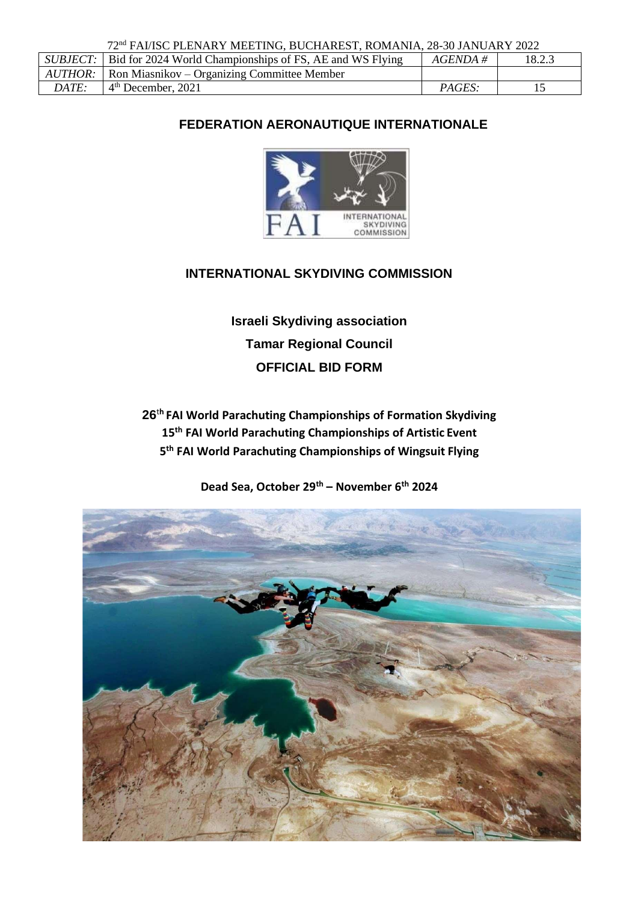72[nd] FAI/ISC PLENARY MEETING, BUCHAREST, ROMANIA, 28-30 JANUARY 2022

| *SUBJECT:* | Bid for 2024 World Championships of FS, AE and WS Flying | *AGENDA #* | 18.2.3 |
|---|---|---|---|
| *AUTHOR:* | Ron Miasnikov – Organizing Committee Member | | |
| *DATE:* | 4[th] December, 2021 | *PAGES:* | 15 |

**FEDERATION AERONAUTIQUE INTERNATIONALE**

**INTERNATIONAL SKYDIVING COMMISSION**

**Israeli Skydiving association**

**Tamar Regional Council**

**OFFICIAL BID FORM**

**26[th] FAI World Parachuting Championships of Formation Skydiving**
**15[th] FAI World Parachuting Championships of Artistic Event**
**5[th] FAI World Parachuting Championships of Wingsuit Flying**

**Dead Sea, October 29[th] – November 6[th] 2024**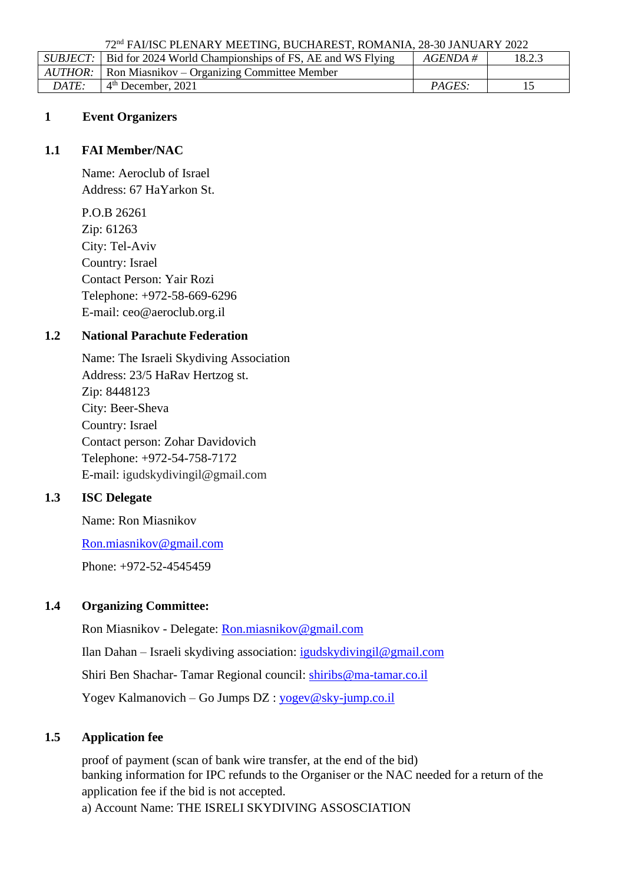72nd FAI/ISC PLENARY MEETING, BUCHAREST, ROMANIA, 28-30 JANUARY 2022

| *SUBJECT:* | Bid for 2024 World Championships of FS, AE and WS Flying | *AGENDA #* | 18.2.3 |
|---|---|---|---|
| *AUTHOR:* | Ron Miasnikov – Organizing Committee Member | | |
| *DATE:* | 4th December, 2021 | *PAGES:* | 15 |

## 1 Event Organizers

### 1.1 FAI Member/NAC

Name: Aeroclub of Israel
Address: 67 HaYarkon St.

P.O.B 26261
Zip: 61263
City: Tel-Aviv
Country: Israel
Contact Person: Yair Rozi
Telephone: +972-58-669-6296
E-mail: ceo@aeroclub.org.il

### 1.2 National Parachute Federation

Name: The Israeli Skydiving Association
Address: 23/5 HaRav Hertzog st.
Zip: 8448123
City: Beer-Sheva
Country: Israel
Contact person: Zohar Davidovich
Telephone: +972-54-758-7172
E-mail: igudskydivingil@gmail.com

### 1.3 ISC Delegate

Name: Ron Miasnikov

Ron.miasnikov@gmail.com

Phone: +972-52-4545459

### 1.4 Organizing Committee:

Ron Miasnikov - Delegate: Ron.miasnikov@gmail.com

Ilan Dahan – Israeli skydiving association: igudskydivingil@gmail.com

Shiri Ben Shachar- Tamar Regional council: shiribs@ma-tamar.co.il

Yogev Kalmanovich – Go Jumps DZ : yogev@sky-jump.co.il

### 1.5 Application fee

proof of payment (scan of bank wire transfer, at the end of the bid)
banking information for IPC refunds to the Organiser or the NAC needed for a return of the application fee if the bid is not accepted.
a) Account Name: THE ISRELI SKYDIVING ASSOSCIATION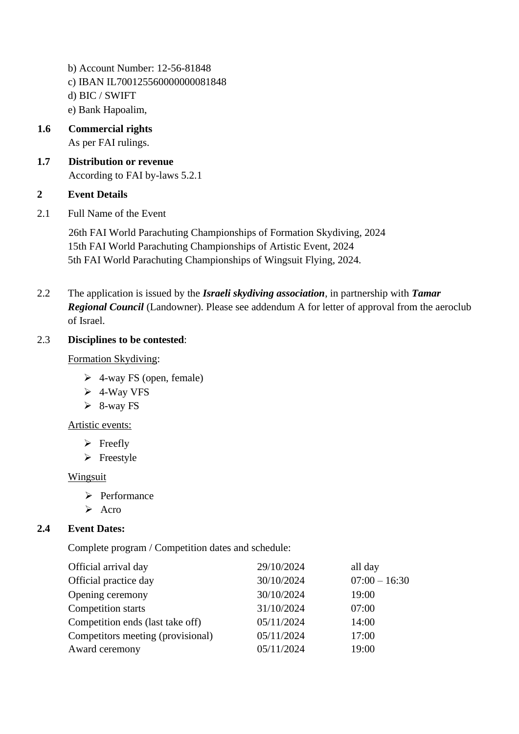b) Account Number: 12-56-81848
c) IBAN IL700125560000000081848
d) BIC / SWIFT
e) Bank Hapoalim,

**1.6 Commercial rights**

As per FAI rulings.

**1.7 Distribution or revenue**

According to FAI by-laws 5.2.1

## 2 Event Details

2.1 Full Name of the Event

26th FAI World Parachuting Championships of Formation Skydiving, 2024
15th FAI World Parachuting Championships of Artistic Event, 2024
5th FAI World Parachuting Championships of Wingsuit Flying, 2024.

2.2 The application is issued by the ***Israeli skydiving association***, in partnership with ***Tamar Regional Council*** (Landowner). Please see addendum A for letter of approval from the aeroclub of Israel.

2.3 **Disciplines to be contested**:

<u>Formation Skydiving</u>:

- 4-way FS (open, female)
- 4-Way VFS
- 8-way FS

<u>Artistic events:</u>

- Freefly
- Freestyle

<u>Wingsuit</u>

- Performance
- Acro

**2.4 Event Dates:**

Complete program / Competition dates and schedule:

| | | |
|---|---|---|
| Official arrival day | 29/10/2024 | all day |
| Official practice day | 30/10/2024 | 07:00 – 16:30 |
| Opening ceremony | 30/10/2024 | 19:00 |
| Competition starts | 31/10/2024 | 07:00 |
| Competition ends (last take off) | 05/11/2024 | 14:00 |
| Competitors meeting (provisional) | 05/11/2024 | 17:00 |
| Award ceremony | 05/11/2024 | 19:00 |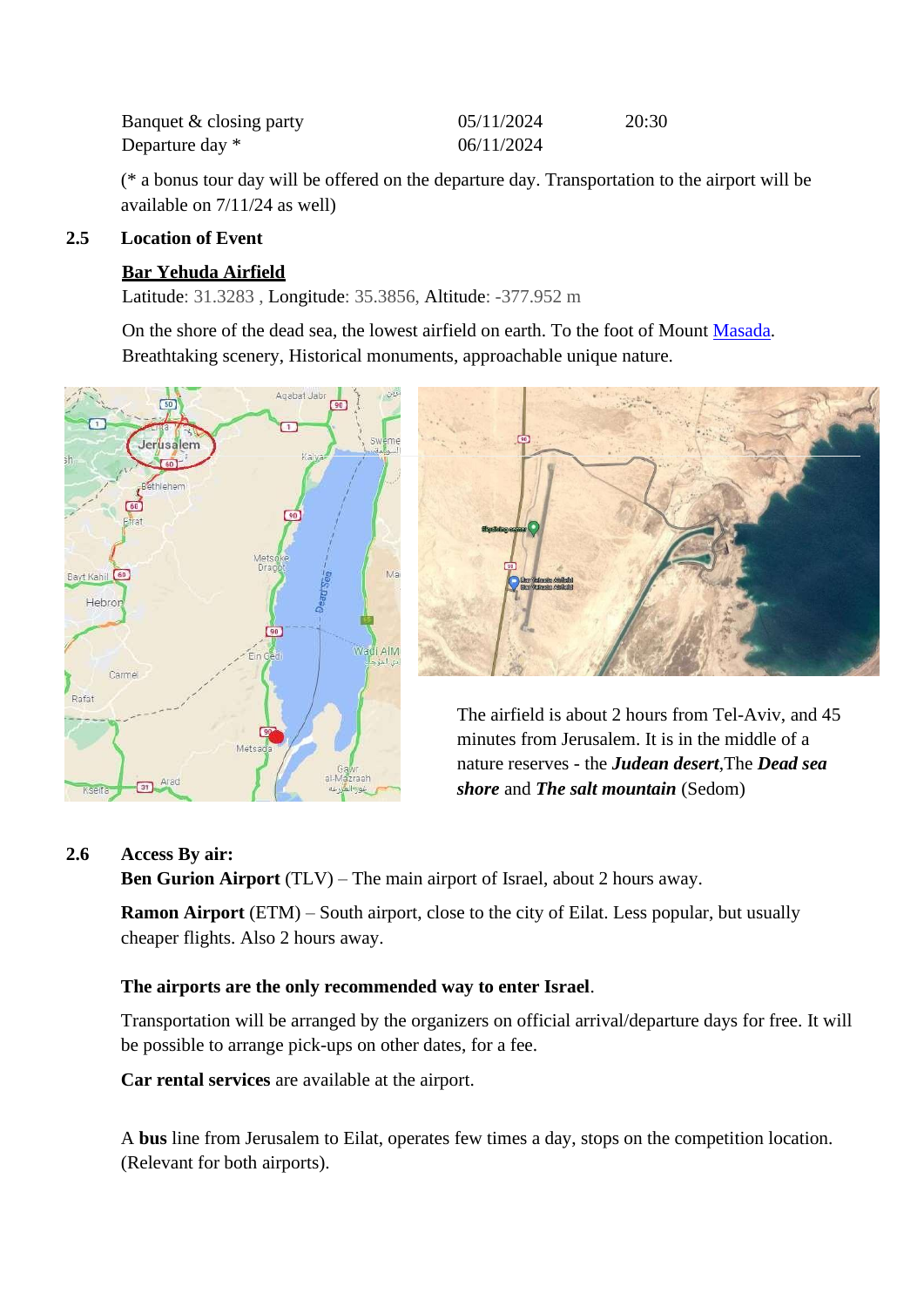| | | |
|---|---|---|
| Banquet & closing party | 05/11/2024 | 20:30 |
| Departure day * | 06/11/2024 | |

(* a bonus tour day will be offered on the departure day. Transportation to the airport will be available on 7/11/24 as well)

## 2.5 Location of Event

**Bar Yehuda Airfield**

Latitude: 31.3283 , Longitude: 35.3856, Altitude: -377.952 m

On the shore of the dead sea, the lowest airfield on earth. To the foot of Mount Masada. Breathtaking scenery, Historical monuments, approachable unique nature.

The airfield is about 2 hours from Tel-Aviv, and 45 minutes from Jerusalem. It is in the middle of a nature reserves - the ***Judean desert***,The ***Dead sea shore*** and ***The salt mountain*** (Sedom)

## 2.6 Access By air:

**Ben Gurion Airport** (TLV) – The main airport of Israel, about 2 hours away.

**Ramon Airport** (ETM) – South airport, close to the city of Eilat. Less popular, but usually cheaper flights. Also 2 hours away.

**The airports are the only recommended way to enter Israel**.

Transportation will be arranged by the organizers on official arrival/departure days for free. It will be possible to arrange pick-ups on other dates, for a fee.

**Car rental services** are available at the airport.

A **bus** line from Jerusalem to Eilat, operates few times a day, stops on the competition location. (Relevant for both airports).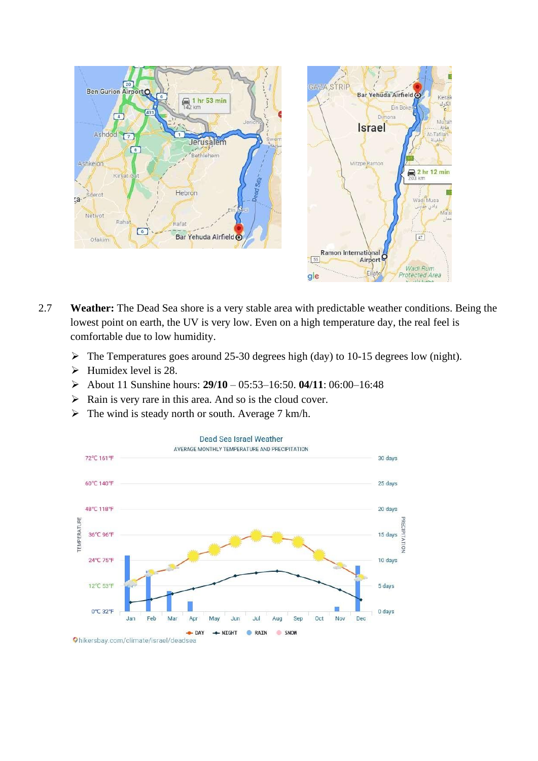2.7 **Weather:** The Dead Sea shore is a very stable area with predictable weather conditions. Being the lowest point on earth, the UV is very low. Even on a high temperature day, the real feel is comfortable due to low humidity.

- The Temperatures goes around 25-30 degrees high (day) to 10-15 degrees low (night).
- Humidex level is 28.
- About 11 Sunshine hours: **29/10** – 05:53–16:50. **04/11**: 06:00–16:48
- Rain is very rare in this area. And so is the cloud cover.
- The wind is steady north or south. Average 7 km/h.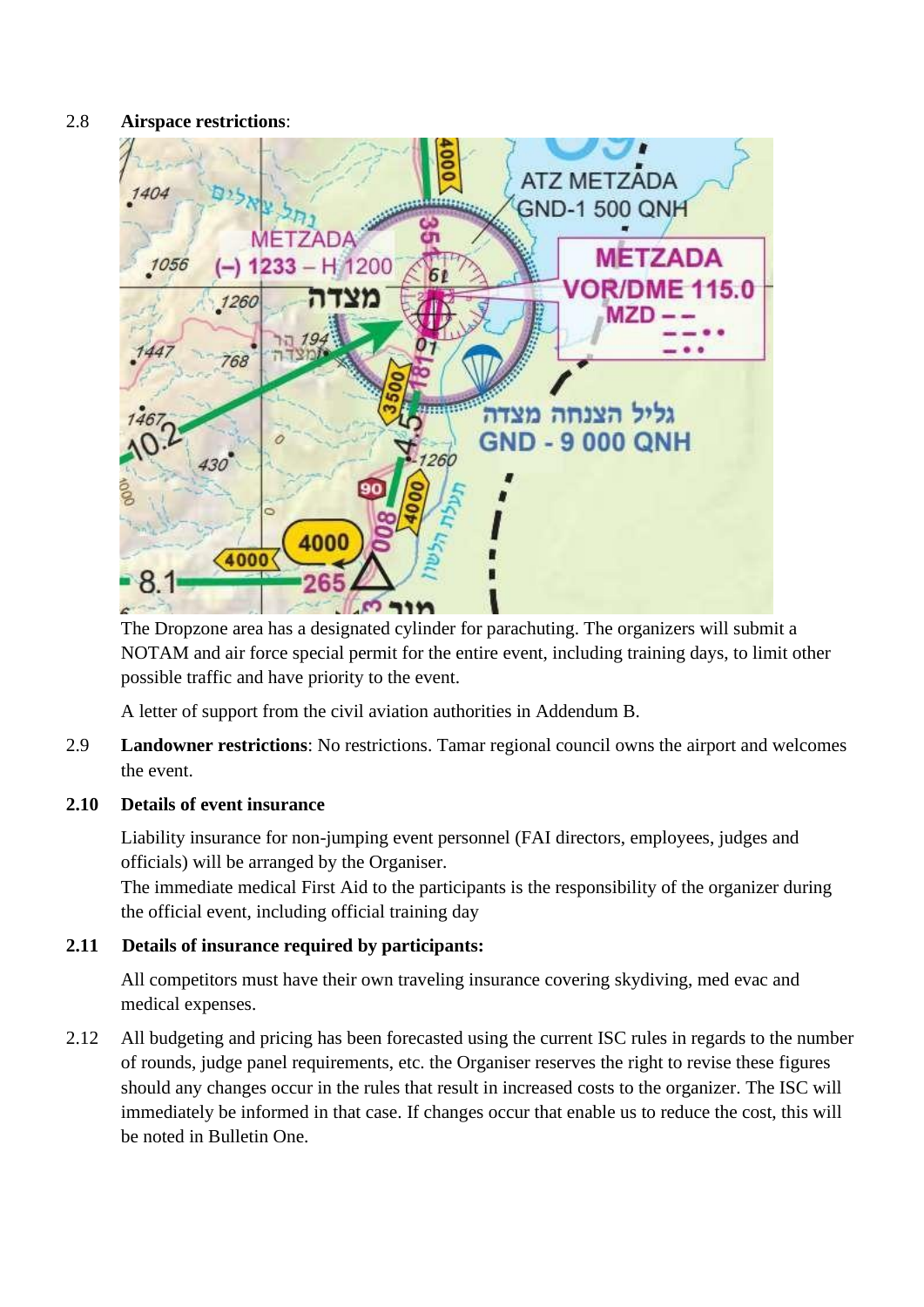2.8 **Airspace restrictions**:

The Dropzone area has a designated cylinder for parachuting. The organizers will submit a NOTAM and air force special permit for the entire event, including training days, to limit other possible traffic and have priority to the event.

A letter of support from the civil aviation authorities in Addendum B.

2.9 **Landowner restrictions**: No restrictions. Tamar regional council owns the airport and welcomes the event.

**2.10 Details of event insurance**

Liability insurance for non-jumping event personnel (FAI directors, employees, judges and officials) will be arranged by the Organiser.
The immediate medical First Aid to the participants is the responsibility of the organizer during the official event, including official training day

**2.11 Details of insurance required by participants:**

All competitors must have their own traveling insurance covering skydiving, med evac and medical expenses.

2.12 All budgeting and pricing has been forecasted using the current ISC rules in regards to the number of rounds, judge panel requirements, etc. the Organiser reserves the right to revise these figures should any changes occur in the rules that result in increased costs to the organizer. The ISC will immediately be informed in that case. If changes occur that enable us to reduce the cost, this will be noted in Bulletin One.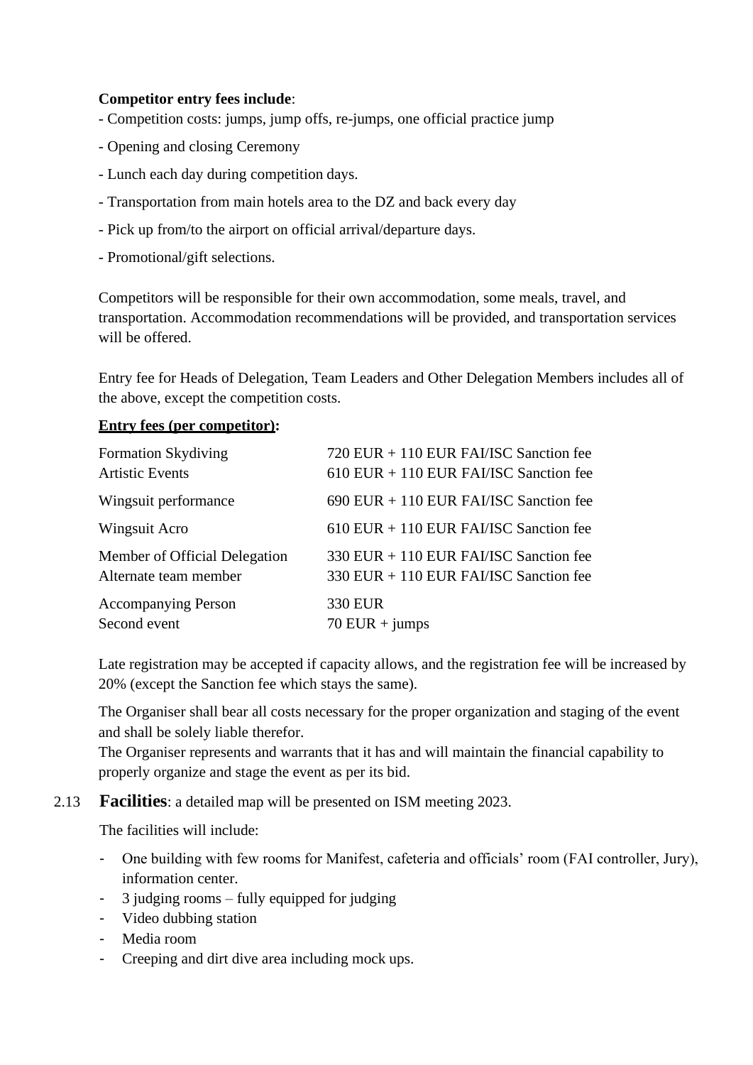**Competitor entry fees include**:

- Competition costs: jumps, jump offs, re-jumps, one official practice jump
- Opening and closing Ceremony
- Lunch each day during competition days.
- Transportation from main hotels area to the DZ and back every day
- Pick up from/to the airport on official arrival/departure days.
- Promotional/gift selections.

Competitors will be responsible for their own accommodation, some meals, travel, and transportation. Accommodation recommendations will be provided, and transportation services will be offered.

Entry fee for Heads of Delegation, Team Leaders and Other Delegation Members includes all of the above, except the competition costs.

**Entry fees (per competitor):**

| | |
|---|---|
| Formation Skydiving | 720 EUR + 110 EUR FAI/ISC Sanction fee |
| Artistic Events | 610 EUR + 110 EUR FAI/ISC Sanction fee |
| Wingsuit performance | 690 EUR + 110 EUR FAI/ISC Sanction fee |
| Wingsuit Acro | 610 EUR + 110 EUR FAI/ISC Sanction fee |
| Member of Official Delegation | 330 EUR + 110 EUR FAI/ISC Sanction fee |
| Alternate team member | 330 EUR + 110 EUR FAI/ISC Sanction fee |
| Accompanying Person | 330 EUR |
| Second event | 70 EUR + jumps |

Late registration may be accepted if capacity allows, and the registration fee will be increased by 20% (except the Sanction fee which stays the same).

The Organiser shall bear all costs necessary for the proper organization and staging of the event and shall be solely liable therefor.
The Organiser represents and warrants that it has and will maintain the financial capability to properly organize and stage the event as per its bid.

2.13 **Facilities**: a detailed map will be presented on ISM meeting 2023.

The facilities will include:

- One building with few rooms for Manifest, cafeteria and officials' room (FAI controller, Jury), information center.
- 3 judging rooms – fully equipped for judging
- Video dubbing station
- Media room
- Creeping and dirt dive area including mock ups.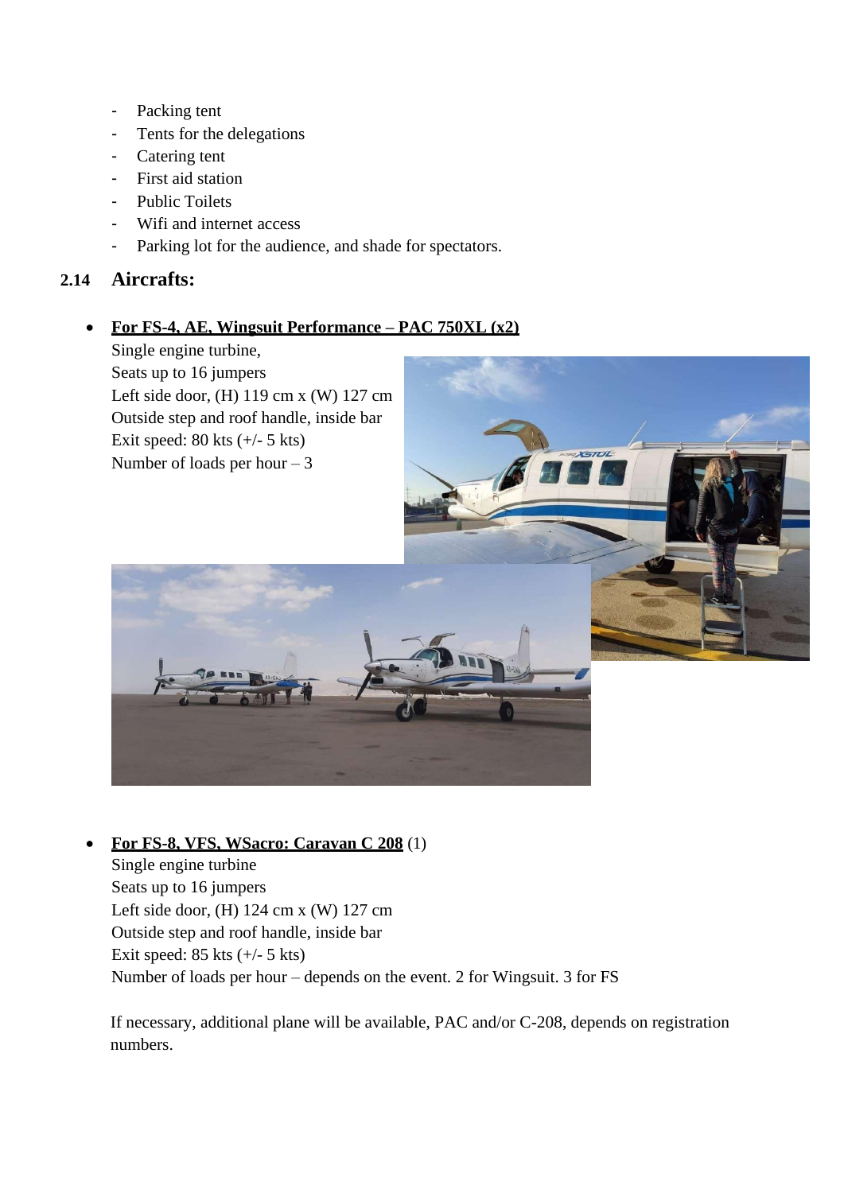- Packing tent
- Tents for the delegations
- Catering tent
- First aid station
- Public Toilets
- Wifi and internet access
- Parking lot for the audience, and shade for spectators.

## 2.14 Aircrafts:

- **For FS-4, AE, Wingsuit Performance – PAC 750XL (x2)**
  Single engine turbine,
  Seats up to 16 jumpers
  Left side door, (H) 119 cm x (W) 127 cm
  Outside step and roof handle, inside bar
  Exit speed: 80 kts (+/- 5 kts)
  Number of loads per hour – 3

- **For FS-8, VFS, WSacro: Caravan C 208** (1)
  Single engine turbine
  Seats up to 16 jumpers
  Left side door, (H) 124 cm x (W) 127 cm
  Outside step and roof handle, inside bar
  Exit speed: 85 kts (+/- 5 kts)
  Number of loads per hour – depends on the event. 2 for Wingsuit. 3 for FS

If necessary, additional plane will be available, PAC and/or C-208, depends on registration numbers.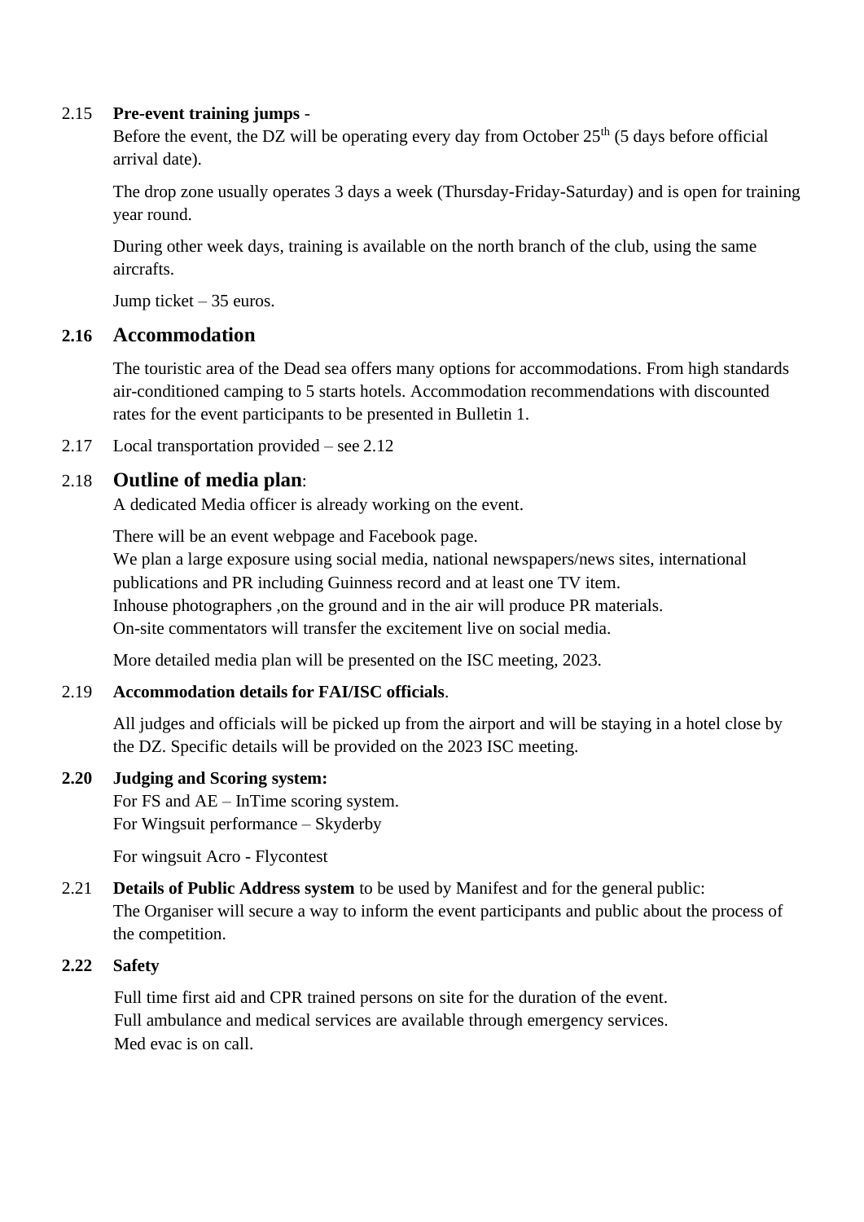2.15 **Pre-event training jumps** -

Before the event, the DZ will be operating every day from October 25th (5 days before official arrival date).

The drop zone usually operates 3 days a week (Thursday-Friday-Saturday) and is open for training year round.

During other week days, training is available on the north branch of the club, using the same aircrafts.

Jump ticket – 35 euros.

## 2.16 Accommodation

The touristic area of the Dead sea offers many options for accommodations. From high standards air-conditioned camping to 5 starts hotels. Accommodation recommendations with discounted rates for the event participants to be presented in Bulletin 1.

2.17 Local transportation provided – see 2.12

## 2.18 Outline of media plan:

A dedicated Media officer is already working on the event.

There will be an event webpage and Facebook page.
We plan a large exposure using social media, national newspapers/news sites, international publications and PR including Guinness record and at least one TV item.
Inhouse photographers ,on the ground and in the air will produce PR materials.
On-site commentators will transfer the excitement live on social media.

More detailed media plan will be presented on the ISC meeting, 2023.

2.19 **Accommodation details for FAI/ISC officials**.

All judges and officials will be picked up from the airport and will be staying in a hotel close by the DZ. Specific details will be provided on the 2023 ISC meeting.

**2.20 Judging and Scoring system:**

For FS and AE – InTime scoring system.
For Wingsuit performance – Skyderby

For wingsuit Acro - Flycontest

2.21 **Details of Public Address system** to be used by Manifest and for the general public:
The Organiser will secure a way to inform the event participants and public about the process of the competition.

**2.22 Safety**

Full time first aid and CPR trained persons on site for the duration of the event.
Full ambulance and medical services are available through emergency services.
Med evac is on call.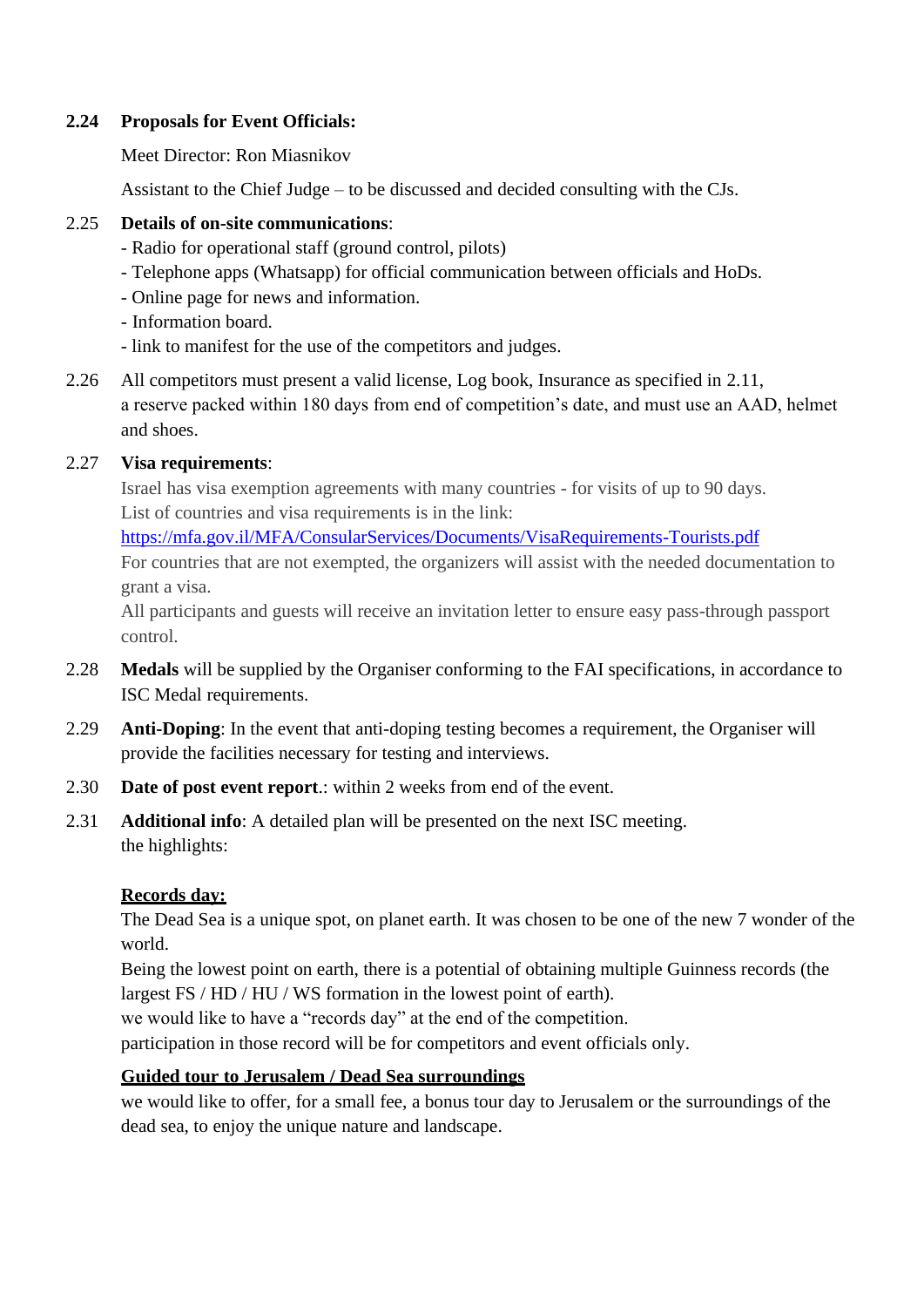**2.24 Proposals for Event Officials:**

Meet Director: Ron Miasnikov

Assistant to the Chief Judge – to be discussed and decided consulting with the CJs.

2.25 **Details of on-site communications**:
- Radio for operational staff (ground control, pilots)
- Telephone apps (Whatsapp) for official communication between officials and HoDs.
- Online page for news and information.
- Information board.
- link to manifest for the use of the competitors and judges.

2.26 All competitors must present a valid license, Log book, Insurance as specified in 2.11, a reserve packed within 180 days from end of competition's date, and must use an AAD, helmet and shoes.

2.27 **Visa requirements**:
Israel has visa exemption agreements with many countries - for visits of up to 90 days.
List of countries and visa requirements is in the link:
https://mfa.gov.il/MFA/ConsularServices/Documents/VisaRequirements-Tourists.pdf
For countries that are not exempted, the organizers will assist with the needed documentation to grant a visa.
All participants and guests will receive an invitation letter to ensure easy pass-through passport control.

2.28 **Medals** will be supplied by the Organiser conforming to the FAI specifications, in accordance to ISC Medal requirements.

2.29 **Anti-Doping**: In the event that anti-doping testing becomes a requirement, the Organiser will provide the facilities necessary for testing and interviews.

2.30 **Date of post event report**.: within 2 weeks from end of the event.

2.31 **Additional info**: A detailed plan will be presented on the next ISC meeting.
the highlights:

**Records day:**
The Dead Sea is a unique spot, on planet earth. It was chosen to be one of the new 7 wonder of the world.
Being the lowest point on earth, there is a potential of obtaining multiple Guinness records (the largest FS / HD / HU / WS formation in the lowest point of earth).
we would like to have a "records day" at the end of the competition.
participation in those record will be for competitors and event officials only.

**Guided tour to Jerusalem / Dead Sea surroundings**
we would like to offer, for a small fee, a bonus tour day to Jerusalem or the surroundings of the dead sea, to enjoy the unique nature and landscape.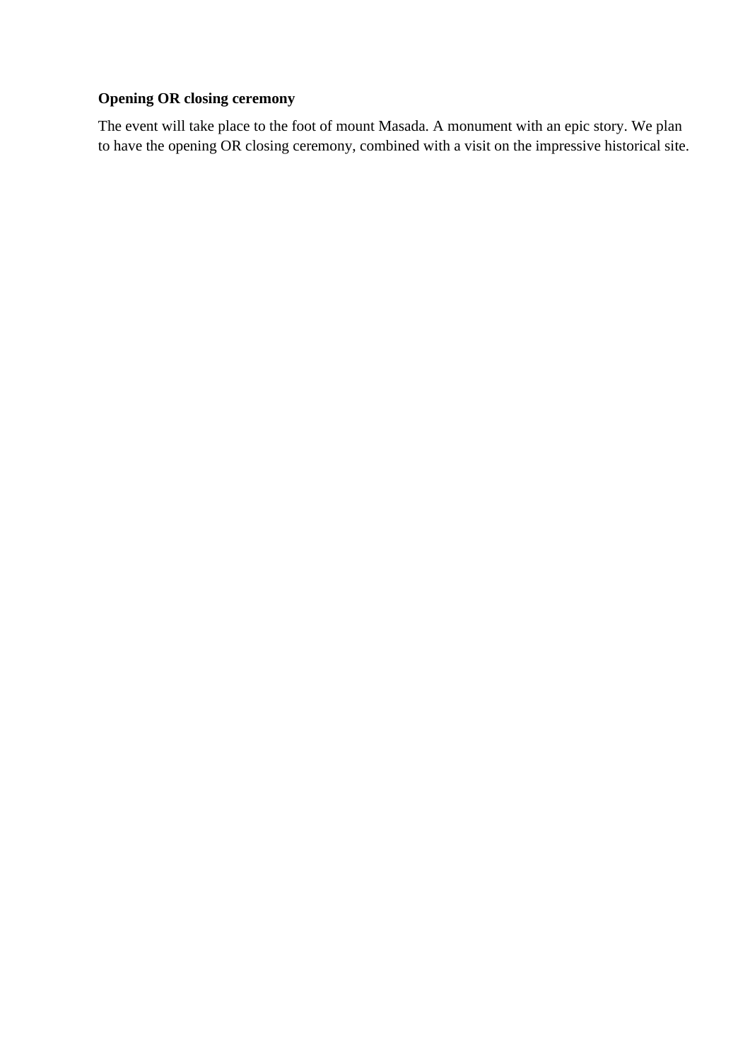**Opening OR closing ceremony**

The event will take place to the foot of mount Masada. A monument with an epic story. We plan to have the opening OR closing ceremony, combined with a visit on the impressive historical site.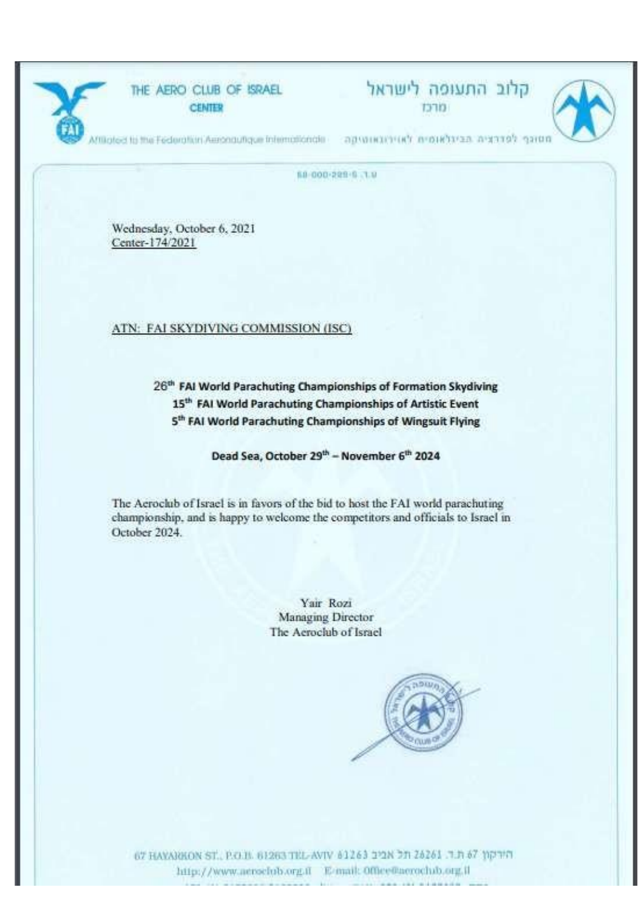THE AERO CLUB OF ISRAEL
CENTER

קלוב התעופה לישראל
מרכז

Affiliated to the Federation Aeronautique Internationale

מסונף לפדרציה הבינלאומית לאווירונאוטיקה

ע.ר. 58-000-289-5

Wednesday, October 6, 2021
Center-174/2021

ATN: FAI SKYDIVING COMMISSION (ISC)

**26th FAI World Parachuting Championships of Formation Skydiving**
**15th FAI World Parachuting Championships of Artistic Event**
**5th FAI World Parachuting Championships of Wingsuit Flying**

**Dead Sea, October 29th – November 6th 2024**

The Aeroclub of Israel is in favors of the bid to host the FAI world parachuting championship, and is happy to welcome the competitors and officials to Israel in October 2024.

Yair Rozi
Managing Director
The Aeroclub of Israel

67 HAYARKON ST., P.O.B. 61263 TEL-AVIV 61263 הירקון 67 ת.ד. 26261 תל אביב 61263
http://www.aeroclub.org.il E-mail: Office@aeroclub.org.il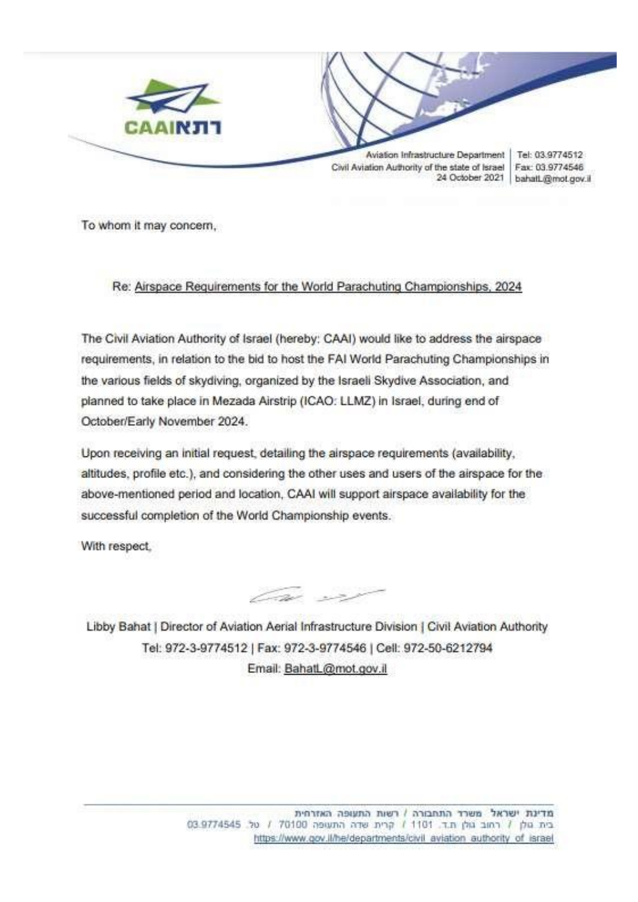CAAIרת"א

Aviation Infrastructure Department
Civil Aviation Authority of the state of Israel
24 October 2021

Tel: 03.9774512
Fax: 03.9774546
bahatL@mot.gov.il

To whom it may concern,

Re: Airspace Requirements for the World Parachuting Championships, 2024

The Civil Aviation Authority of Israel (hereby: CAAI) would like to address the airspace requirements, in relation to the bid to host the FAI World Parachuting Championships in the various fields of skydiving, organized by the Israeli Skydive Association, and planned to take place in Mezada Airstrip (ICAO: LLMZ) in Israel, during end of October/Early November 2024.

Upon receiving an initial request, detailing the airspace requirements (availability, altitudes, profile etc.), and considering the other uses and users of the airspace for the above-mentioned period and location, CAAI will support airspace availability for the successful completion of the World Championship events.

With respect,

Libby Bahat | Director of Aviation Aerial Infrastructure Division | Civil Aviation Authority
Tel: 972-3-9774512 | Fax: 972-3-9774546 | Cell: 972-50-6212794
Email: BahatL@mot.gov.il

מדינת ישראל משרד התחבורה / רשות התעופה האזרחית
בית גולן / רחוב גולן ת.ד. 1101 / קרית שדה התעופה 70100 / טל. 03.9774545
https://www.gov.il/he/departments/civil_aviation_authority_of_israel